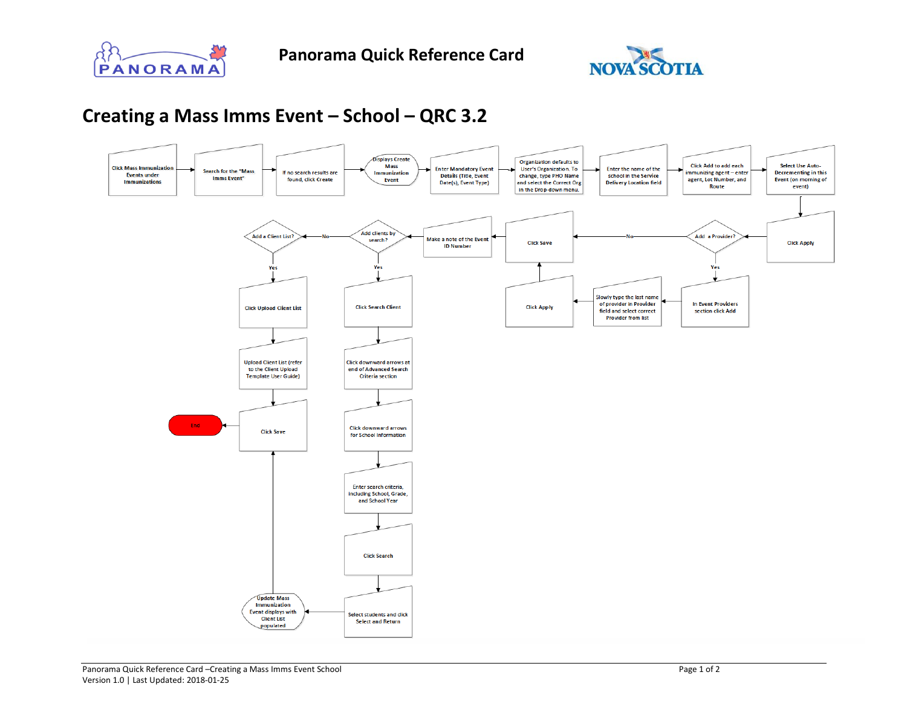# Panorama Quick Reference Card

## Creating a Mass Imms Event – School – QRC 3.2

Click Mass Immunization Events under Immunizations

Search for the "Mass Imms Event"

If no search results are found, click Create

Displays Create Mass Immunization Event

Enter Mandatory Event Details (Title, Event Date(s), Event Type)

Organization defaults to User's Organization. To change, type PHO Name and select the Correct Org in the Drop-down menu.

Enter the name of the school in the Service Delivery Location field

Click Add to add each immunizing agent – enter agent, Lot Number, and Route

Select Use Auto-Decrementing in this Event (on morning of event)

Click Apply

Add a Provider?

- Yes: In Event Providers section click Add → Slowly type the last name of provider in Provider field and select correct Provider from list → Click Apply → Click Save
- No: Click Save

Make a note of the Event ID Number

Add clients by search?

- Yes: Click Search Client → Click downward arrows at end of Advanced Search Criteria section → Click downward arrows for School Information → Enter search criteria, including School, Grade, and School Year → Click Search → Select students and click Select and Return → Update Mass Immunization Event displays with Client List populated → Click Save → End
- No: Add a Client List?
  - Yes: Click Upload Client List → Upload Client List (refer to the Client Upload Template User Guide) → Click Save → End

Panorama Quick Reference Card –Creating a Mass Imms Event School
Version 1.0 | Last Updated: 2018-01-25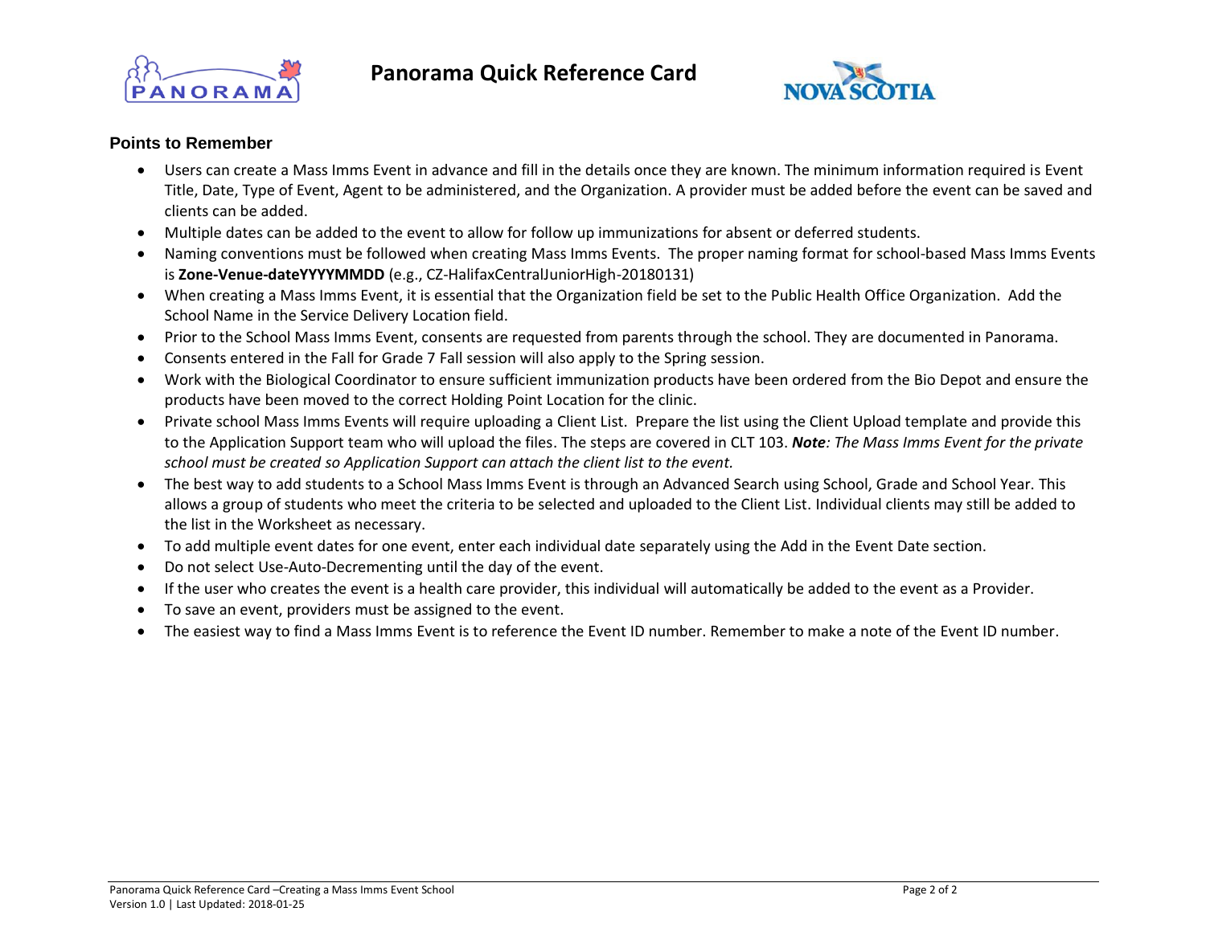## Points to Remember

- Users can create a Mass Imms Event in advance and fill in the details once they are known. The minimum information required is Event Title, Date, Type of Event, Agent to be administered, and the Organization. A provider must be added before the event can be saved and clients can be added.
- Multiple dates can be added to the event to allow for follow up immunizations for absent or deferred students.
- Naming conventions must be followed when creating Mass Imms Events. The proper naming format for school-based Mass Imms Events is **Zone-Venue-dateYYYYMMDD** (e.g., CZ-HalifaxCentralJuniorHigh-20180131)
- When creating a Mass Imms Event, it is essential that the Organization field be set to the Public Health Office Organization. Add the School Name in the Service Delivery Location field.
- Prior to the School Mass Imms Event, consents are requested from parents through the school. They are documented in Panorama.
- Consents entered in the Fall for Grade 7 Fall session will also apply to the Spring session.
- Work with the Biological Coordinator to ensure sufficient immunization products have been ordered from the Bio Depot and ensure the products have been moved to the correct Holding Point Location for the clinic.
- Private school Mass Imms Events will require uploading a Client List. Prepare the list using the Client Upload template and provide this to the Application Support team who will upload the files. The steps are covered in CLT 103. ***Note**: The Mass Imms Event for the private school must be created so Application Support can attach the client list to the event.*
- The best way to add students to a School Mass Imms Event is through an Advanced Search using School, Grade and School Year. This allows a group of students who meet the criteria to be selected and uploaded to the Client List. Individual clients may still be added to the list in the Worksheet as necessary.
- To add multiple event dates for one event, enter each individual date separately using the Add in the Event Date section.
- Do not select Use-Auto-Decrementing until the day of the event.
- If the user who creates the event is a health care provider, this individual will automatically be added to the event as a Provider.
- To save an event, providers must be assigned to the event.
- The easiest way to find a Mass Imms Event is to reference the Event ID number. Remember to make a note of the Event ID number.